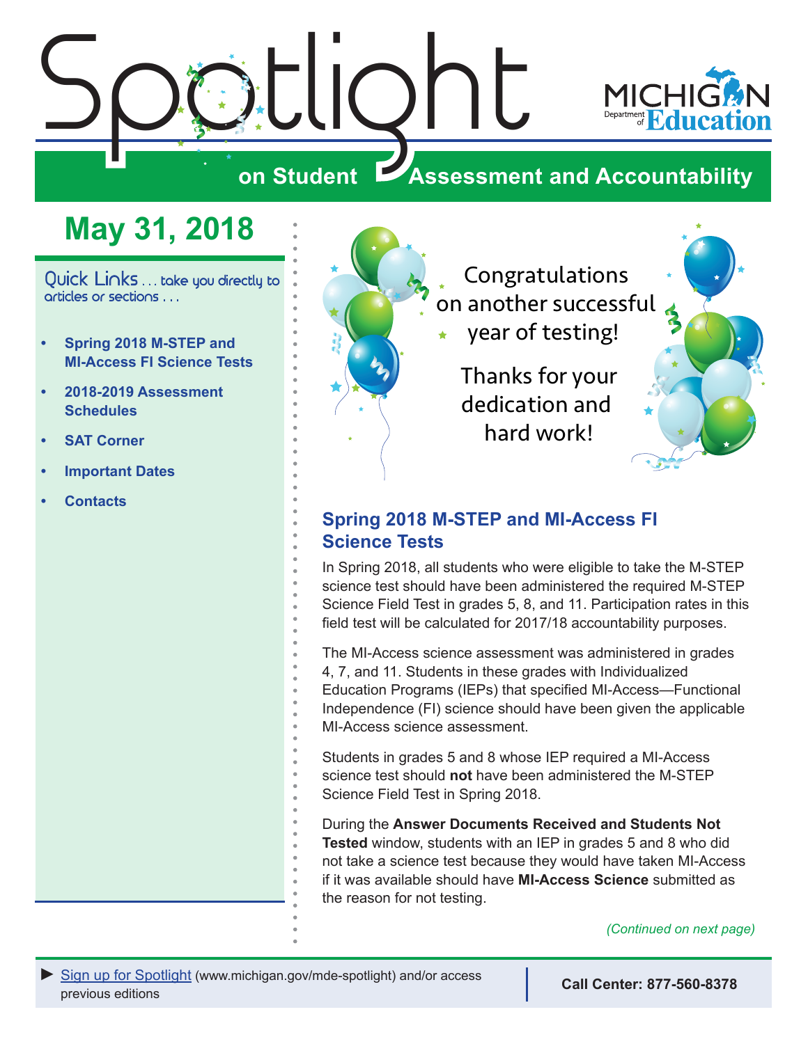# Spotlight on Student Assessment and Accountability

MICHIGAN Department of Education

## May 31, 2018

Quick Links . . . take you directly to articles or sections . . .

- Spring 2018 M-STEP and MI-Access FI Science Tests
- 2018-2019 Assessment Schedules
- SAT Corner
- Important Dates
- Contacts

Congratulations on another successful year of testing!

Thanks for your dedication and hard work!

## Spring 2018 M-STEP and MI-Access FI Science Tests

In Spring 2018, all students who were eligible to take the M-STEP science test should have been administered the required M-STEP Science Field Test in grades 5, 8, and 11. Participation rates in this field test will be calculated for 2017/18 accountability purposes.

The MI-Access science assessment was administered in grades 4, 7, and 11. Students in these grades with Individualized Education Programs (IEPs) that specified MI-Access—Functional Independence (FI) science should have been given the applicable MI-Access science assessment.

Students in grades 5 and 8 whose IEP required a MI-Access science test should **not** have been administered the M-STEP Science Field Test in Spring 2018.

During the **Answer Documents Received and Students Not Tested** window, students with an IEP in grades 5 and 8 who did not take a science test because they would have taken MI-Access if it was available should have **MI-Access Science** submitted as the reason for not testing.

*(Continued on next page)*

► Sign up for Spotlight (www.michigan.gov/mde-spotlight) and/or access previous editions

**Call Center: 877-560-8378**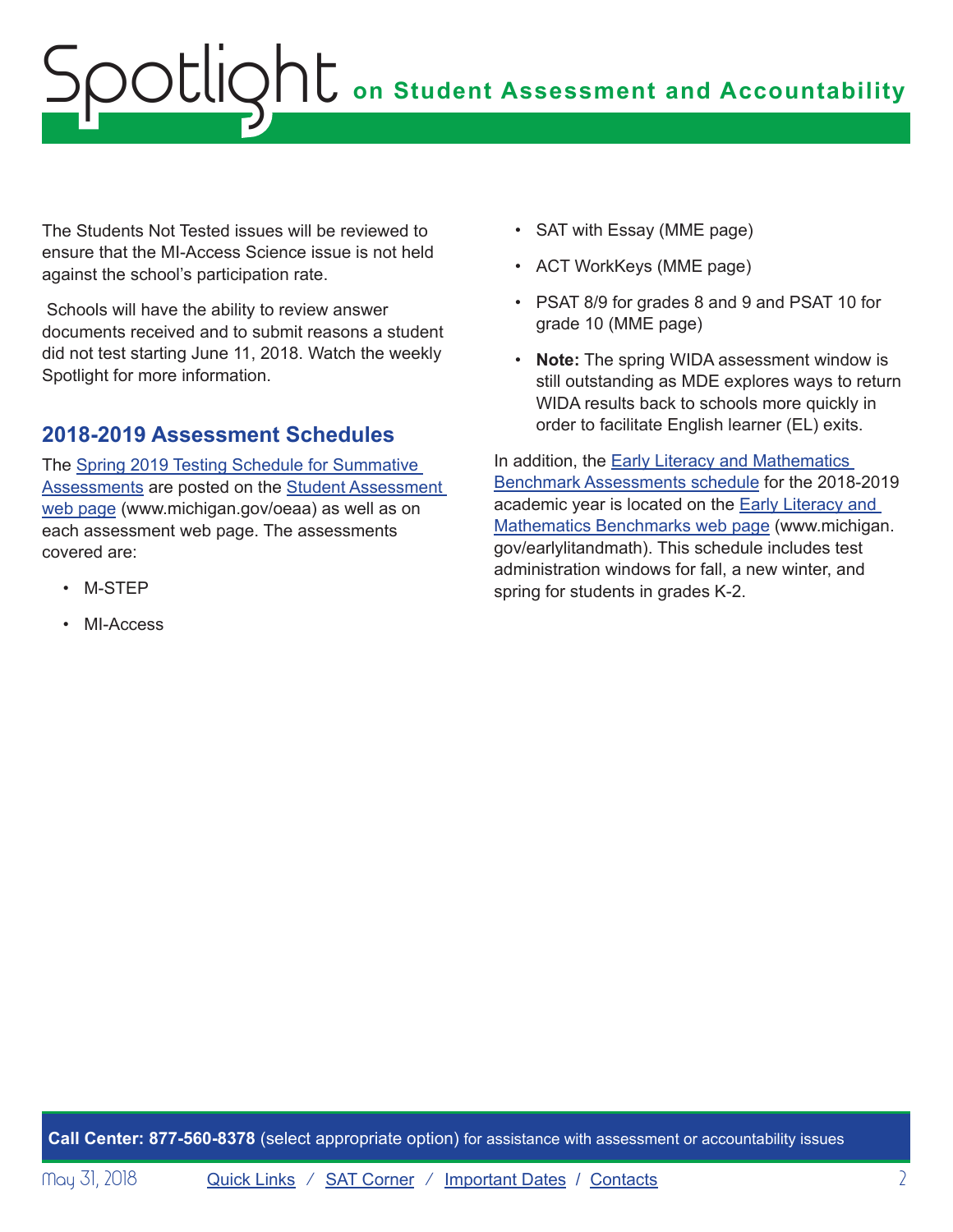The Students Not Tested issues will be reviewed to ensure that the MI-Access Science issue is not held against the school's participation rate.

Schools will have the ability to review answer documents received and to submit reasons a student did not test starting June 11, 2018. Watch the weekly Spotlight for more information.

## 2018-2019 Assessment Schedules

The Spring 2019 Testing Schedule for Summative Assessments are posted on the Student Assessment web page (www.michigan.gov/oeaa) as well as on each assessment web page. The assessments covered are:

- M-STEP
- MI-Access
- SAT with Essay (MME page)
- ACT WorkKeys (MME page)
- PSAT 8/9 for grades 8 and 9 and PSAT 10 for grade 10 (MME page)
- **Note:** The spring WIDA assessment window is still outstanding as MDE explores ways to return WIDA results back to schools more quickly in order to facilitate English learner (EL) exits.

In addition, the Early Literacy and Mathematics Benchmark Assessments schedule for the 2018-2019 academic year is located on the Early Literacy and Mathematics Benchmarks web page (www.michigan.gov/earlylitandmath). This schedule includes test administration windows for fall, a new winter, and spring for students in grades K-2.

**Call Center: 877-560-8378** (select appropriate option) for assistance with assessment or accountability issues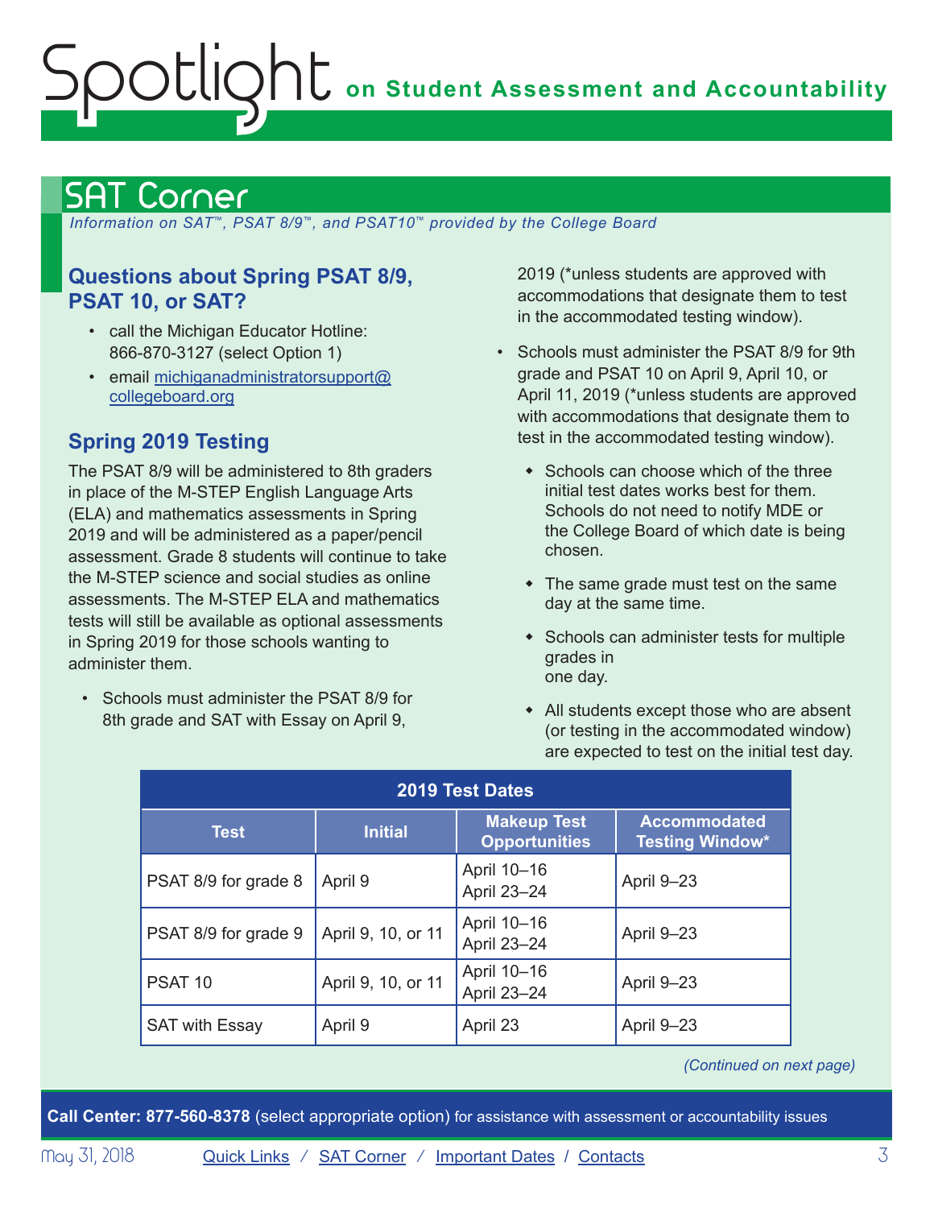## SAT Corner

*Information on SAT™, PSAT 8/9™, and PSAT10™ provided by the College Board*

### Questions about Spring PSAT 8/9, PSAT 10, or SAT?

- call the Michigan Educator Hotline: 866-870-3127 (select Option 1)
- email michiganadministratorsupport@collegeboard.org

### Spring 2019 Testing

The PSAT 8/9 will be administered to 8th graders in place of the M-STEP English Language Arts (ELA) and mathematics assessments in Spring 2019 and will be administered as a paper/pencil assessment. Grade 8 students will continue to take the M-STEP science and social studies as online assessments. The M-STEP ELA and mathematics tests will still be available as optional assessments in Spring 2019 for those schools wanting to administer them.

- Schools must administer the PSAT 8/9 for 8th grade and SAT with Essay on April 9, 2019 (*unless students are approved with accommodations that designate them to test in the accommodated testing window).
- Schools must administer the PSAT 8/9 for 9th grade and PSAT 10 on April 9, April 10, or April 11, 2019 (*unless students are approved with accommodations that designate them to test in the accommodated testing window).
  - Schools can choose which of the three initial test dates works best for them. Schools do not need to notify MDE or the College Board of which date is being chosen.
  - The same grade must test on the same day at the same time.
  - Schools can administer tests for multiple grades in one day.
  - All students except those who are absent (or testing in the accommodated window) are expected to test on the initial test day.

| 2019 Test Dates | | | |
|---|---|---|---|
| **Test** | **Initial** | **Makeup Test Opportunities** | **Accommodated Testing Window*** |
| PSAT 8/9 for grade 8 | April 9 | April 10–16<br>April 23–24 | April 9–23 |
| PSAT 8/9 for grade 9 | April 9, 10, or 11 | April 10–16<br>April 23–24 | April 9–23 |
| PSAT 10 | April 9, 10, or 11 | April 10–16<br>April 23–24 | April 9–23 |
| SAT with Essay | April 9 | April 23 | April 9–23 |

*(Continued on next page)*

**Call Center: 877-560-8378** (select appropriate option) for assistance with assessment or accountability issues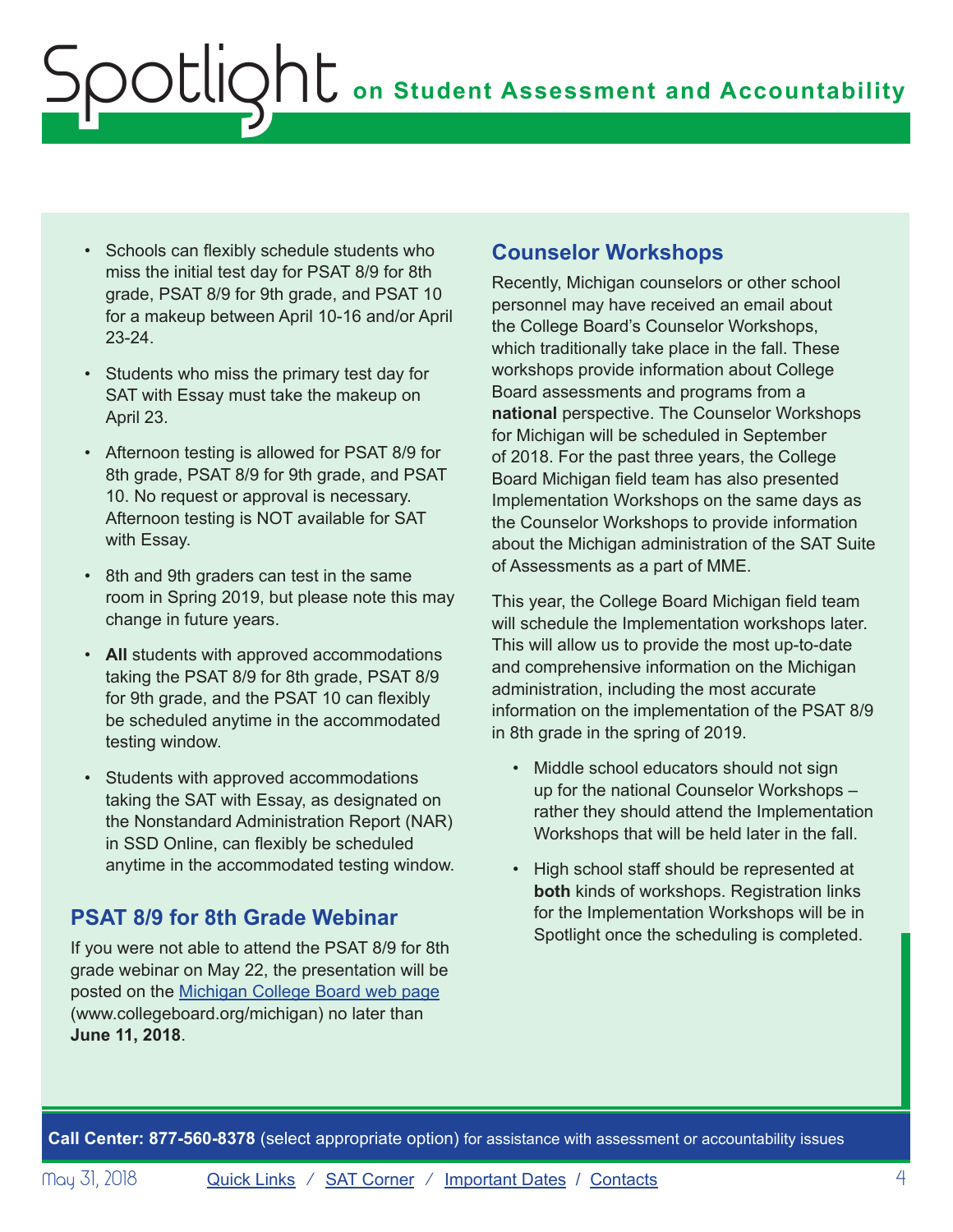- Schools can flexibly schedule students who miss the initial test day for PSAT 8/9 for 8th grade, PSAT 8/9 for 9th grade, and PSAT 10 for a makeup between April 10-16 and/or April 23-24.
- Students who miss the primary test day for SAT with Essay must take the makeup on April 23.
- Afternoon testing is allowed for PSAT 8/9 for 8th grade, PSAT 8/9 for 9th grade, and PSAT 10. No request or approval is necessary. Afternoon testing is NOT available for SAT with Essay.
- 8th and 9th graders can test in the same room in Spring 2019, but please note this may change in future years.
- **All** students with approved accommodations taking the PSAT 8/9 for 8th grade, PSAT 8/9 for 9th grade, and the PSAT 10 can flexibly be scheduled anytime in the accommodated testing window.
- Students with approved accommodations taking the SAT with Essay, as designated on the Nonstandard Administration Report (NAR) in SSD Online, can flexibly be scheduled anytime in the accommodated testing window.

## PSAT 8/9 for 8th Grade Webinar

If you were not able to attend the PSAT 8/9 for 8th grade webinar on May 22, the presentation will be posted on the Michigan College Board web page (www.collegeboard.org/michigan) no later than **June 11, 2018**.

## Counselor Workshops

Recently, Michigan counselors or other school personnel may have received an email about the College Board's Counselor Workshops, which traditionally take place in the fall. These workshops provide information about College Board assessments and programs from a **national** perspective. The Counselor Workshops for Michigan will be scheduled in September of 2018. For the past three years, the College Board Michigan field team has also presented Implementation Workshops on the same days as the Counselor Workshops to provide information about the Michigan administration of the SAT Suite of Assessments as a part of MME.

This year, the College Board Michigan field team will schedule the Implementation workshops later. This will allow us to provide the most up-to-date and comprehensive information on the Michigan administration, including the most accurate information on the implementation of the PSAT 8/9 in 8th grade in the spring of 2019.

- Middle school educators should not sign up for the national Counselor Workshops – rather they should attend the Implementation Workshops that will be held later in the fall.
- High school staff should be represented at **both** kinds of workshops. Registration links for the Implementation Workshops will be in Spotlight once the scheduling is completed.

**Call Center: 877-560-8378** (select appropriate option) for assistance with assessment or accountability issues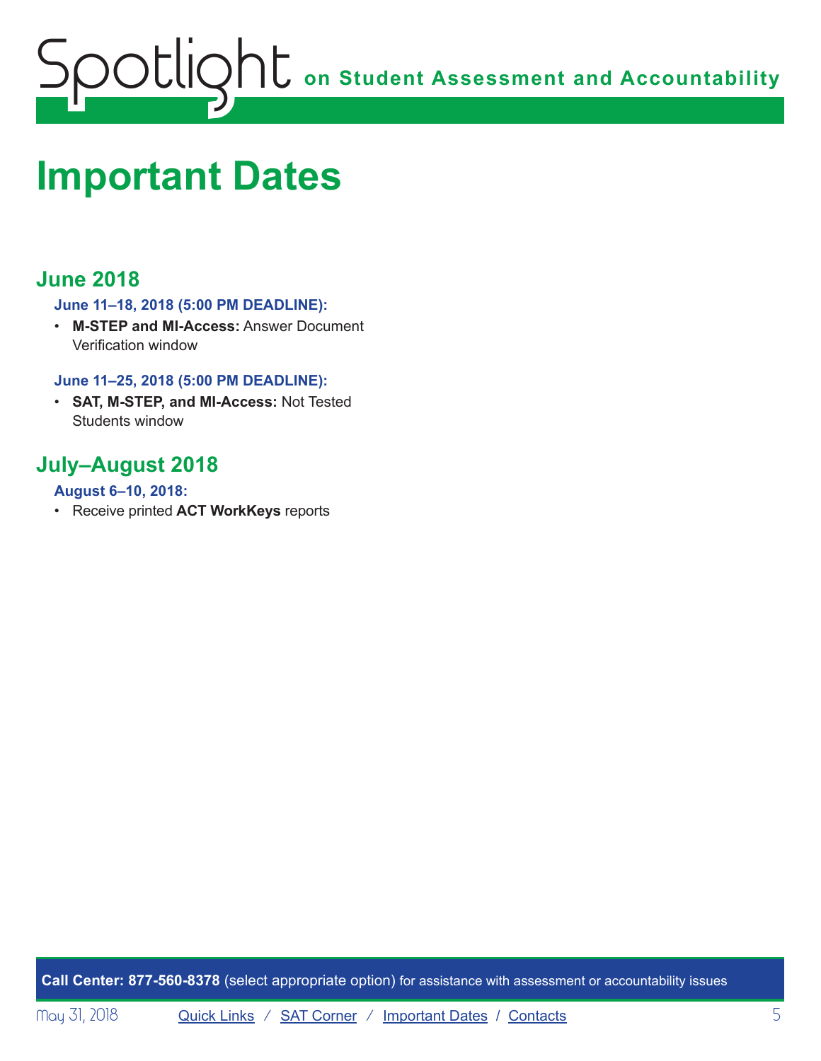# Important Dates

## June 2018

### June 11–18, 2018 (5:00 PM DEADLINE):

- **M-STEP and MI-Access:** Answer Document Verification window

### June 11–25, 2018 (5:00 PM DEADLINE):

- **SAT, M-STEP, and MI-Access:** Not Tested Students window

## July–August 2018

### August 6–10, 2018:

- Receive printed **ACT WorkKeys** reports

**Call Center: 877-560-8378** (select appropriate option) for assistance with assessment or accountability issues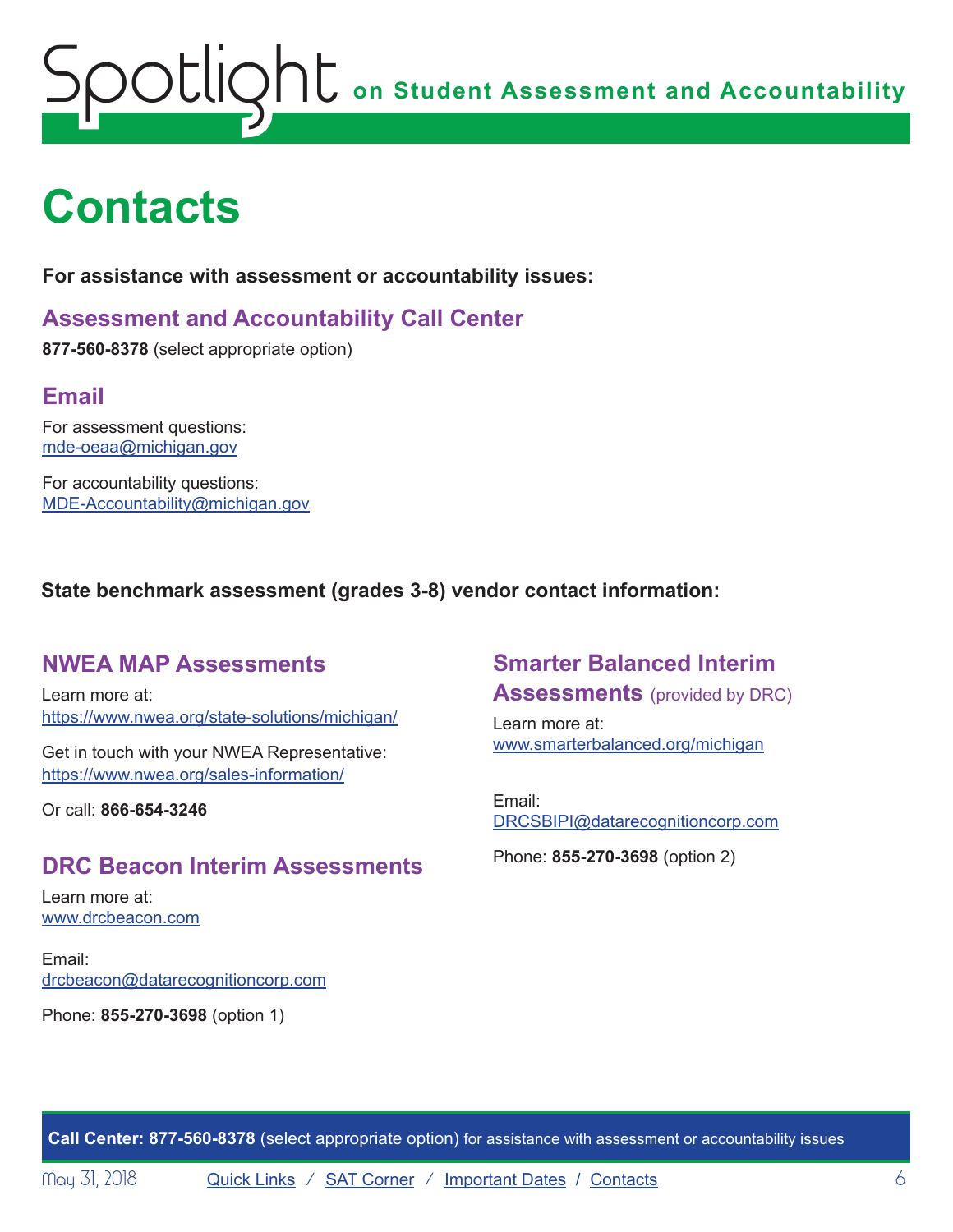# Contacts

**For assistance with assessment or accountability issues:**

## Assessment and Accountability Call Center

**877-560-8378** (select appropriate option)

## Email

For assessment questions:
mde-oeaa@michigan.gov

For accountability questions:
MDE-Accountability@michigan.gov

**State benchmark assessment (grades 3-8) vendor contact information:**

## NWEA MAP Assessments

Learn more at:
https://www.nwea.org/state-solutions/michigan/

Get in touch with your NWEA Representative:
https://www.nwea.org/sales-information/

Or call: **866-654-3246**

## DRC Beacon Interim Assessments

Learn more at:
www.drcbeacon.com

Email:
drcbeacon@datarecognitioncorp.com

Phone: **855-270-3698** (option 1)

## Smarter Balanced Interim Assessments (provided by DRC)

Learn more at:
www.smarterbalanced.org/michigan

Email:
DRCSBIPI@datarecognitioncorp.com

Phone: **855-270-3698** (option 2)

**Call Center: 877-560-8378** (select appropriate option) for assistance with assessment or accountability issues